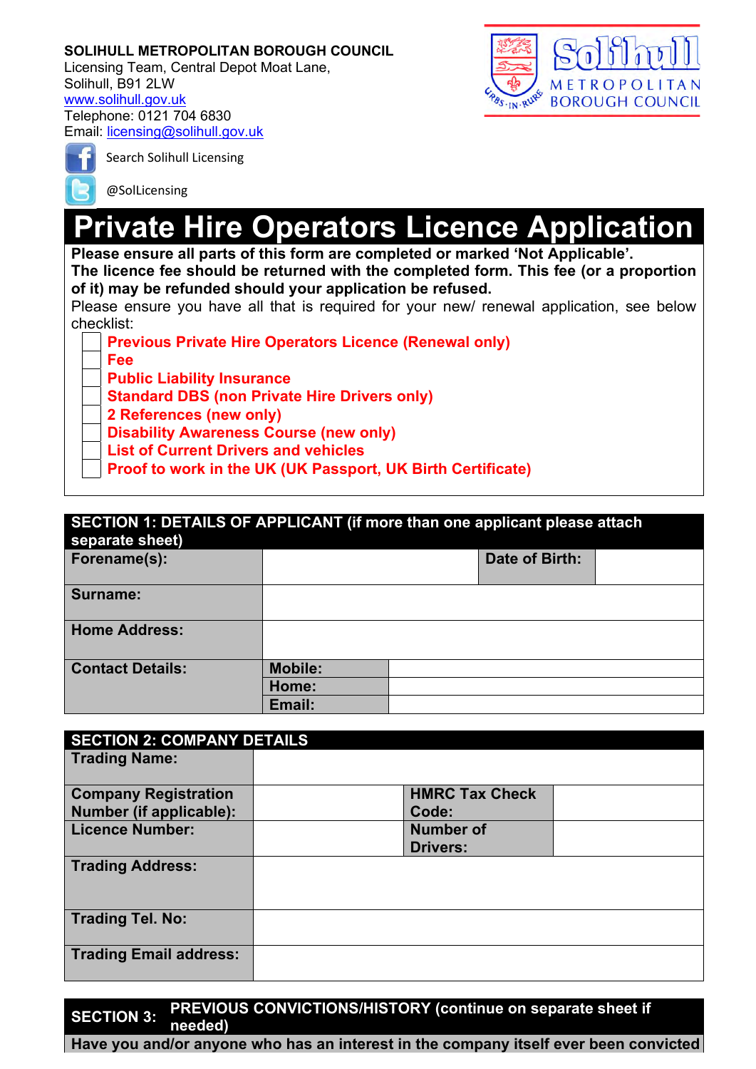**SOLIHULL METROPOLITAN BOROUGH COUNCIL**
Licensing Team, Central Depot Moat Lane,
Solihull, B91 2LW
www.solihull.gov.uk
Telephone: 0121 704 6830
Email: licensing@solihull.gov.uk

Search Solihull Licensing

@SolLicensing

# Private Hire Operators Licence Application

**Please ensure all parts of this form are completed or marked 'Not Applicable'.**
**The licence fee should be returned with the completed form. This fee (or a proportion of it) may be refunded should your application be refused.**
Please ensure you have all that is required for your new/ renewal application, see below checklist:

- ☐ **Previous Private Hire Operators Licence (Renewal only)**
- ☐ **Fee**
- ☐ **Public Liability Insurance**
- ☐ **Standard DBS (non Private Hire Drivers only)**
- ☐ **2 References (new only)**
- ☐ **Disability Awareness Course (new only)**
- ☐ **List of Current Drivers and vehicles**
- ☐ **Proof to work in the UK (UK Passport, UK Birth Certificate)**

## SECTION 1: DETAILS OF APPLICANT (if more than one applicant please attach separate sheet)

| | | | |
|---|---|---|---|
| **Forename(s):** | | **Date of Birth:** | |
| **Surname:** | | | |
| **Home Address:** | | | |
| **Contact Details:** | **Mobile:** | | |
| | **Home:** | | |
| | **Email:** | | |

## SECTION 2: COMPANY DETAILS

| | | | |
|---|---|---|---|
| **Trading Name:** | | | |
| **Company Registration Number (if applicable):** | | **HMRC Tax Check Code:** | |
| **Licence Number:** | | **Number of Drivers:** | |
| **Trading Address:** | | | |
| **Trading Tel. No:** | | | |
| **Trading Email address:** | | | |

## SECTION 3: PREVIOUS CONVICTIONS/HISTORY (continue on separate sheet if needed)

**Have you and/or anyone who has an interest in the company itself ever been convicted**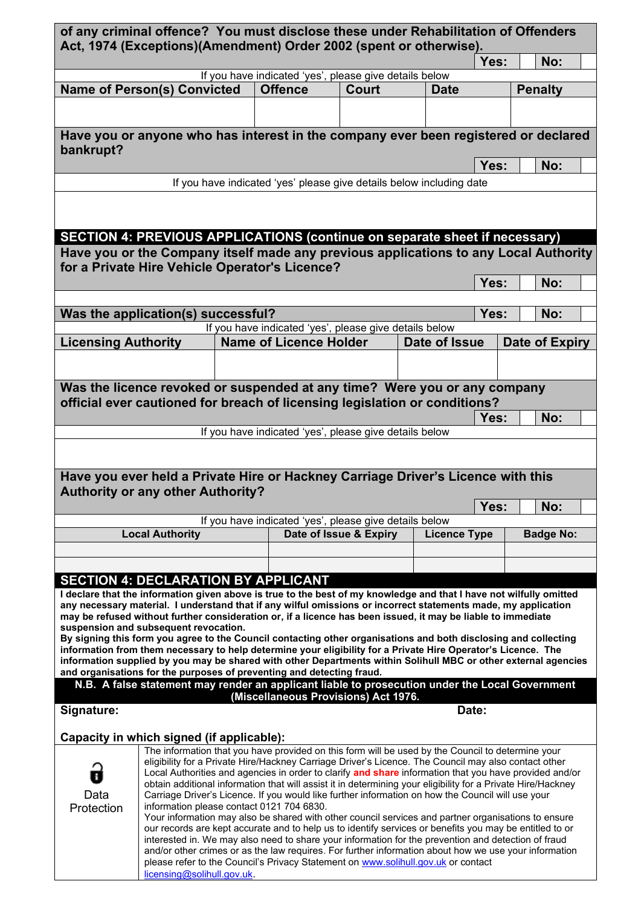**of any criminal offence? You must disclose these under Rehabilitation of Offenders Act, 1974 (Exceptions)(Amendment) Order 2002 (spent or otherwise).**

**Yes:** ☐ **No:** ☐

If you have indicated 'yes', please give details below

| Name of Person(s) Convicted | Offence | Court | Date | Penalty |
|---|---|---|---|---|
| | | | | |

**Have you or anyone who has interest in the company ever been registered or declared bankrupt?**

**Yes:** ☐ **No:** ☐

If you have indicated 'yes' please give details below including date

## SECTION 4: PREVIOUS APPLICATIONS (continue on separate sheet if necessary)

**Have you or the Company itself made any previous applications to any Local Authority for a Private Hire Vehicle Operator's Licence?**

**Yes:** ☐ **No:** ☐

**Was the application(s) successful?** **Yes:** ☐ **No:** ☐

If you have indicated 'yes', please give details below

| Licensing Authority | Name of Licence Holder | Date of Issue | Date of Expiry |
|---|---|---|---|
| | | | |

**Was the licence revoked or suspended at any time? Were you or any company official ever cautioned for breach of licensing legislation or conditions?**

**Yes:** ☐ **No:** ☐

If you have indicated 'yes', please give details below

**Have you ever held a Private Hire or Hackney Carriage Driver's Licence with this Authority or any other Authority?**

**Yes:** ☐ **No:** ☐

If you have indicated 'yes', please give details below

| Local Authority | Date of Issue & Expiry | Licence Type | Badge No: |
|---|---|---|---|
| | | | |
| | | | |

## SECTION 4: DECLARATION BY APPLICANT

**I declare that the information given above is true to the best of my knowledge and that I have not wilfully omitted any necessary material. I understand that if any wilful omissions or incorrect statements made, my application may be refused without further consideration or, if a licence has been issued, it may be liable to immediate suspension and subsequent revocation.**
**By signing this form you agree to the Council contacting other organisations and both disclosing and collecting information from them necessary to help determine your eligibility for a Private Hire Operator's Licence. The information supplied by you may be shared with other Departments within Solihull MBC or other external agencies and organisations for the purposes of preventing and detecting fraud.**

**N.B. A false statement may render an applicant liable to prosecution under the Local Government (Miscellaneous Provisions) Act 1976.**

**Signature:** **Date:**

**Capacity in which signed (if applicable):**

| | |
|---|---|
| Data Protection | The information that you have provided on this form will be used by the Council to determine your eligibility for a Private Hire/Hackney Carriage Driver's Licence. The Council may also contact other Local Authorities and agencies in order to clarify **and share** information that you have provided and/or obtain additional information that will assist it in determining your eligibility for a Private Hire/Hackney Carriage Driver's Licence. If you would like further information on how the Council will use your information please contact 0121 704 6830.<br>Your information may also be shared with other council services and partner organisations to ensure our records are kept accurate and to help us to identify services or benefits you may be entitled to or interested in. We may also need to share your information for the prevention and detection of fraud and/or other crimes or as the law requires. For further information about how we use your information please refer to the Council's Privacy Statement on www.solihull.gov.uk or contact licensing@solihull.gov.uk. |